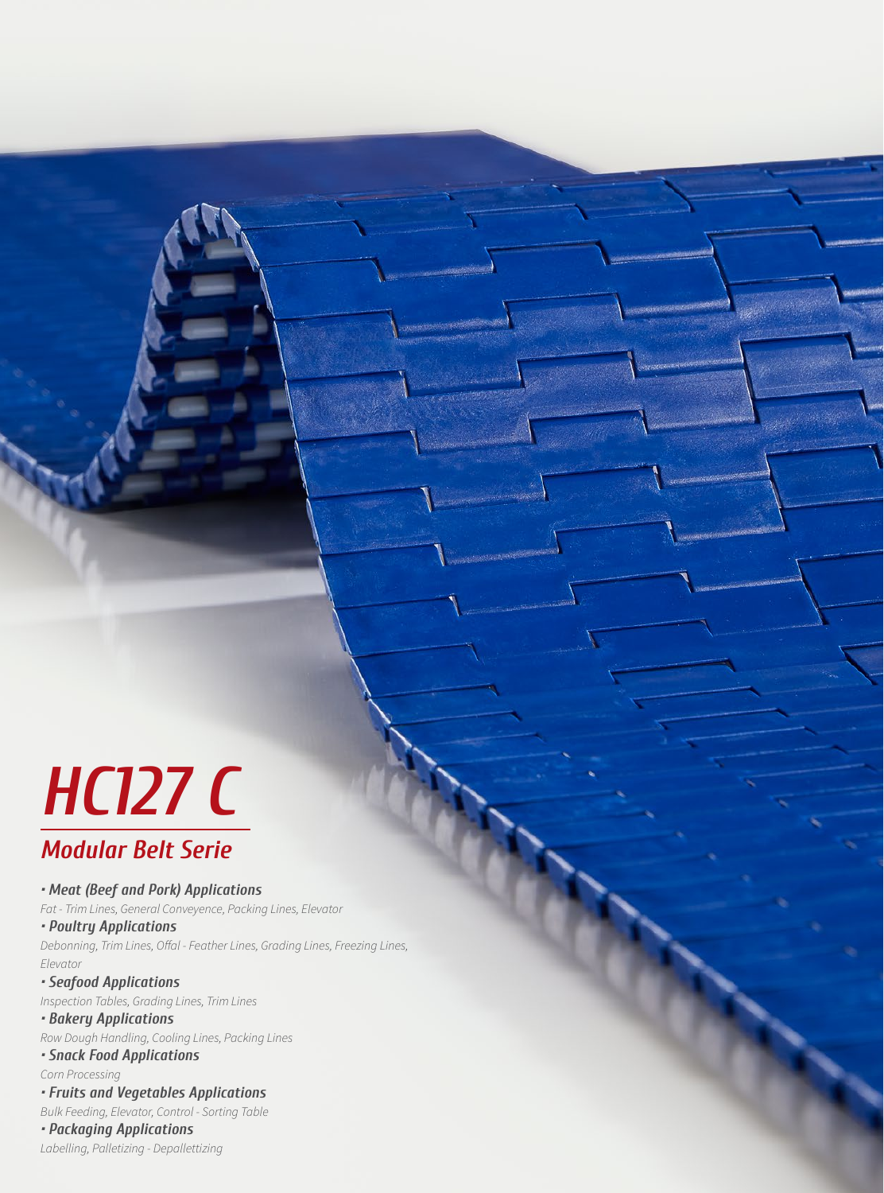# HC127 C

## Modular Belt Serie

- ***Meat (Beef and Pork) Applications***
  *Fat - Trim Lines, General Conveyence, Packing Lines, Elevator*
- ***Poultry Applications***
  *Debonning, Trim Lines, Offal - Feather Lines, Grading Lines, Freezing Lines, Elevator*
- ***Seafood Applications***
  *Inspection Tables, Grading Lines, Trim Lines*
- ***Bakery Applications***
  *Row Dough Handling, Cooling Lines, Packing Lines*
- ***Snack Food Applications***
  *Corn Processing*
- ***Fruits and Vegetables Applications***
  *Bulk Feeding, Elevator, Control - Sorting Table*
- ***Packaging Applications***
  *Labelling, Palletizing - Depallettizing*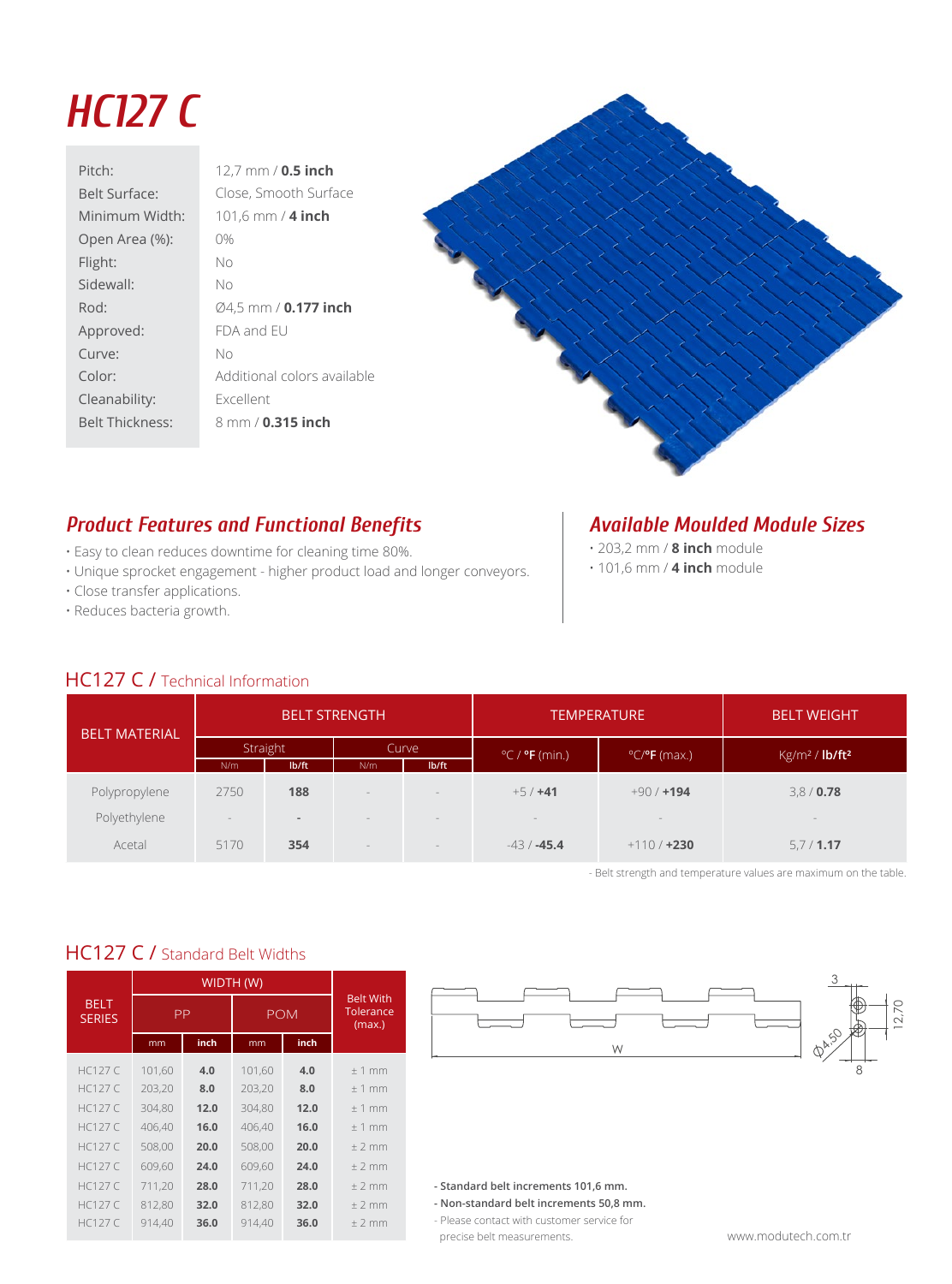# HC127 C

| | |
|---|---|
| Pitch: | 12,7 mm / **0.5 inch** |
| Belt Surface: | Close, Smooth Surface |
| Minimum Width: | 101,6 mm / **4 inch** |
| Open Area (%): | 0% |
| Flight: | No |
| Sidewall: | No |
| Rod: | Ø4,5 mm / **0.177 inch** |
| Approved: | FDA and EU |
| Curve: | No |
| Color: | Additional colors available |
| Cleanability: | Excellent |
| Belt Thickness: | 8 mm / **0.315 inch** |

## *Product Features and Functional Benefits*

- Easy to clean reduces downtime for cleaning time 80%.
- Unique sprocket engagement - higher product load and longer conveyors.
- Close transfer applications.
- Reduces bacteria growth.

## *Available Moulded Module Sizes*

- 203,2 mm / **8 inch** module
- 101,6 mm / **4 inch** module

## HC127 C / Technical Information

| BELT MATERIAL | BELT STRENGTH | | | | TEMPERATURE | | BELT WEIGHT |
|---|---|---|---|---|---|---|---|
| | Straight | | Curve | | °C / °F (min.) | °C/°F (max.) | Kg/m² / lb/ft² |
| | N/m | lb/ft | N/m | lb/ft | | | |
| Polypropylene | 2750 | **188** | - | - | +5 / **+41** | +90 / **+194** | 3,8 / **0.78** |
| Polyethylene | - | - | - | - | - | - | - |
| Acetal | 5170 | **354** | - | - | -43 / **-45.4** | +110 / **+230** | 5,7 / **1.17** |

- Belt strength and temperature values are maximum on the table.

## HC127 C / Standard Belt Widths

| BELT SERIES | WIDTH (W) | | | | Belt With Tolerance (max.) |
|---|---|---|---|---|---|
| | PP | | POM | | |
| | mm | inch | mm | inch | |
| HC127 C | 101,60 | **4.0** | 101,60 | **4.0** | ± 1 mm |
| HC127 C | 203,20 | **8.0** | 203,20 | **8.0** | ± 1 mm |
| HC127 C | 304,80 | **12.0** | 304,80 | **12.0** | ± 1 mm |
| HC127 C | 406,40 | **16.0** | 406,40 | **16.0** | ± 1 mm |
| HC127 C | 508,00 | **20.0** | 508,00 | **20.0** | ± 2 mm |
| HC127 C | 609,60 | **24.0** | 609,60 | **24.0** | ± 2 mm |
| HC127 C | 711,20 | **28.0** | 711,20 | **28.0** | ± 2 mm |
| HC127 C | 812,80 | **32.0** | 812,80 | **32.0** | ± 2 mm |
| HC127 C | 914,40 | **36.0** | 914,40 | **36.0** | ± 2 mm |

W

3 &nbsp; 12,70 &nbsp; Ø4,50 &nbsp; 8

**- Standard belt increments 101,6 mm.**

**- Non-standard belt increments 50,8 mm.**

- Please contact with customer service for precise belt measurements.

www.modutech.com.tr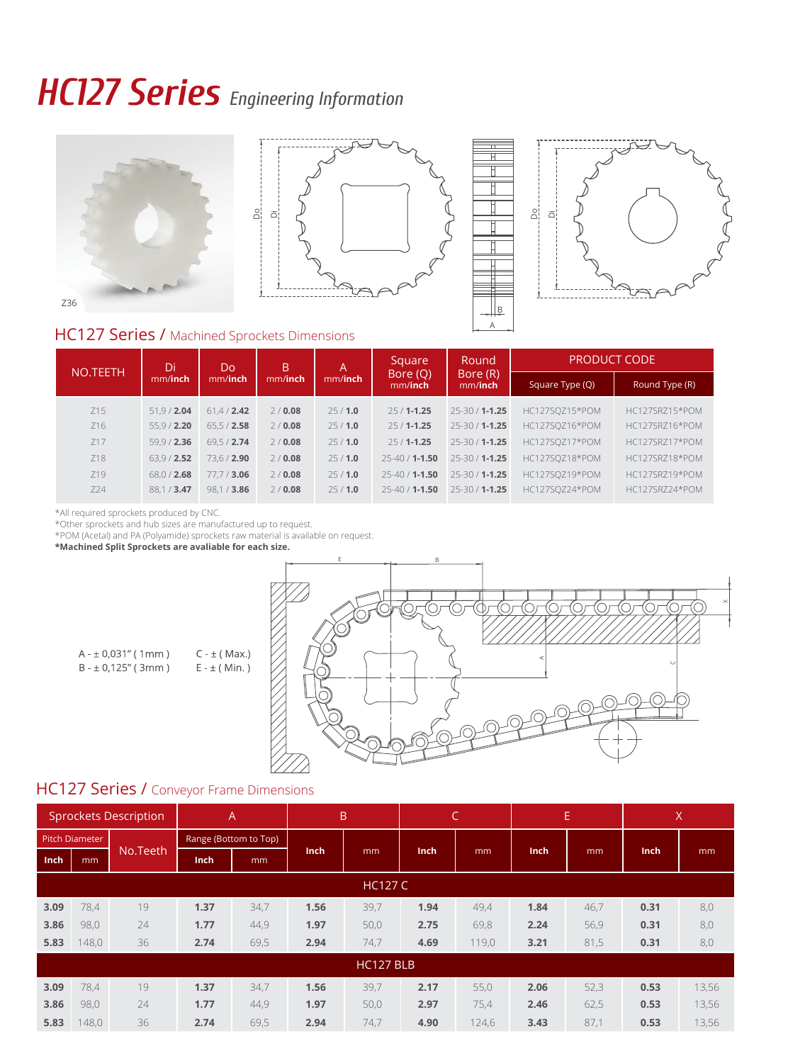# HC127 Series *Engineering Information*

Z36

## HC127 Series / Machined Sprockets Dimensions

| NO.TEETH | Di mm/**inch** | Do mm/**inch** | B mm/**inch** | A mm/**inch** | Square Bore (Q) mm/**inch** | Round Bore (R) mm/**inch** | PRODUCT CODE | |
|---|---|---|---|---|---|---|---|---|
| | | | | | | | Square Type (Q) | Round Type (R) |
| Z15 | 51,9 / **2.04** | 61,4 / **2.42** | 2 / **0.08** | 25 / **1.0** | 25 / **1-1.25** | 25-30 / **1-1.25** | HC127SQZ15*POM | HC127SRZ15*POM |
| Z16 | 55,9 / **2.20** | 65,5 / **2.58** | 2 / **0.08** | 25 / **1.0** | 25 / **1-1.25** | 25-30 / **1-1.25** | HC127SQZ16*POM | HC127SRZ16*POM |
| Z17 | 59,9 / **2.36** | 69,5 / **2.74** | 2 / **0.08** | 25 / **1.0** | 25 / **1-1.25** | 25-30 / **1-1.25** | HC127SQZ17*POM | HC127SRZ17*POM |
| Z18 | 63,9 / **2.52** | 73,6 / **2.90** | 2 / **0.08** | 25 / **1.0** | 25-40 / **1-1.50** | 25-30 / **1-1.25** | HC127SQZ18*POM | HC127SRZ18*POM |
| Z19 | 68,0 / **2.68** | 77,7 / **3.06** | 2 / **0.08** | 25 / **1.0** | 25-40 / **1-1.50** | 25-30 / **1-1.25** | HC127SQZ19*POM | HC127SRZ19*POM |
| Z24 | 88,1 / **3.47** | 98,1 / **3.86** | 2 / **0.08** | 25 / **1.0** | 25-40 / **1-1.50** | 25-30 / **1-1.25** | HC127SQZ24*POM | HC127SRZ24*POM |

*All required sprockets produced by CNC.
*Other sprockets and hub sizes are manufactured up to request.
*POM (Acetal) and PA (Polyamide) sprockets raw material is available on request.
**\*Machined Split Sprockets are avaliable for each size.**

A - ± 0,031" ( 1mm )
B - ± 0,125" ( 3mm )
C - ± ( Max.)
E - ± ( Min. )

## HC127 Series / Conveyor Frame Dimensions

| Sprockets Description | | | A | | B | | C | | E | | X | |
|---|---|---|---|---|---|---|---|---|---|---|---|---|
| Pitch Diameter | | No.Teeth | Range (Bottom to Top) | | Inch | mm | Inch | mm | Inch | mm | Inch | mm |
| Inch | mm | | Inch | mm | | | | | | | | |
| HC127 C | | | | | | | | | | | | |
| **3.09** | 78,4 | 19 | **1.37** | 34,7 | **1.56** | 39,7 | **1.94** | 49,4 | **1.84** | 46,7 | **0.31** | 8,0 |
| **3.86** | 98,0 | 24 | **1.77** | 44,9 | **1.97** | 50,0 | **2.75** | 69,8 | **2.24** | 56,9 | **0.31** | 8,0 |
| **5.83** | 148,0 | 36 | **2.74** | 69,5 | **2.94** | 74,7 | **4.69** | 119,0 | **3.21** | 81,5 | **0.31** | 8,0 |
| HC127 BLB | | | | | | | | | | | | |
| **3.09** | 78,4 | 19 | **1.37** | 34,7 | **1.56** | 39,7 | **2.17** | 55,0 | **2.06** | 52,3 | **0.53** | 13,56 |
| **3.86** | 98,0 | 24 | **1.77** | 44,9 | **1.97** | 50,0 | **2.97** | 75,4 | **2.46** | 62,5 | **0.53** | 13,56 |
| **5.83** | 148,0 | 36 | **2.74** | 69,5 | **2.94** | 74,7 | **4.90** | 124,6 | **3.43** | 87,1 | **0.53** | 13,56 |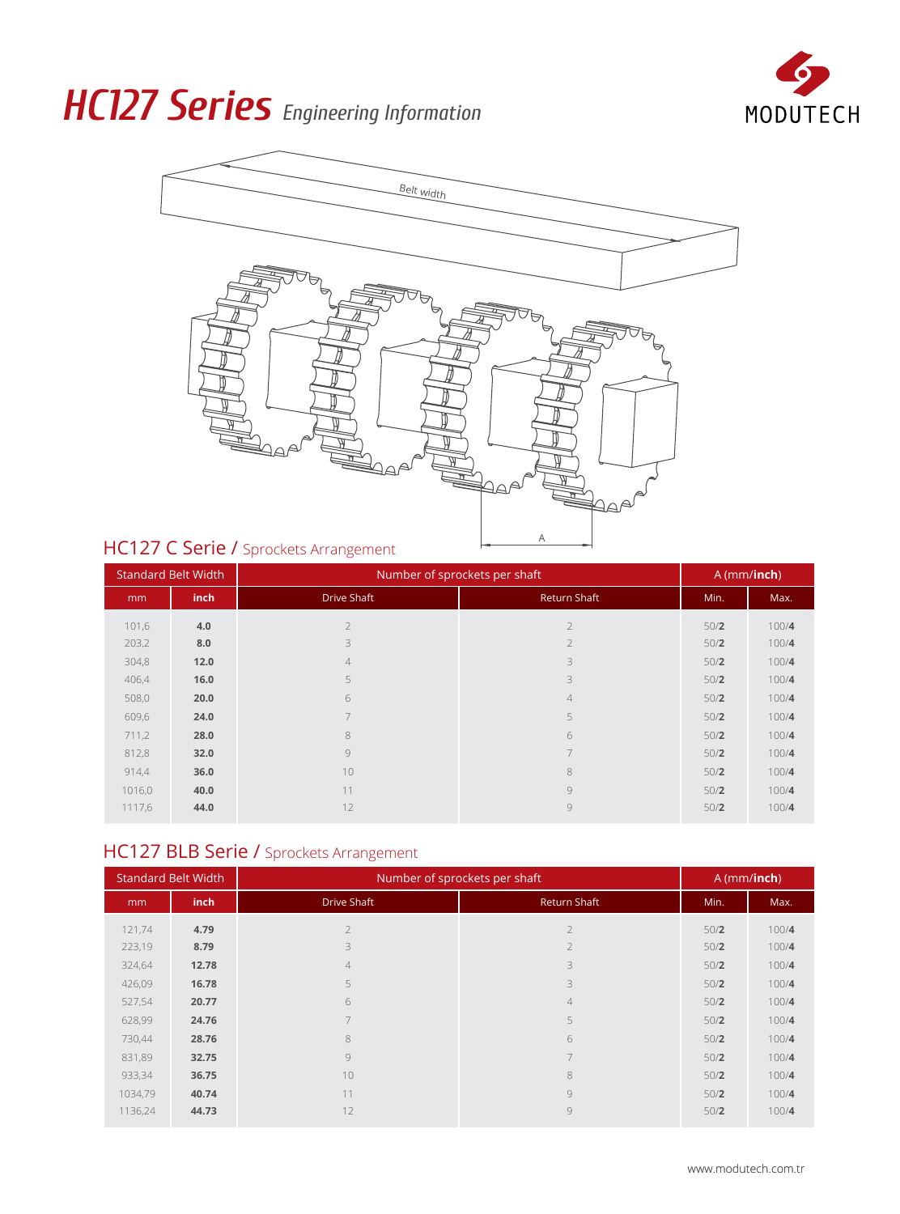# HC127 Series *Engineering Information*

MODUTECH

Belt width

A

## HC127 C Serie / Sprockets Arrangement

| Standard Belt Width | | Number of sprockets per shaft | | A (mm/**inch**) | |
|---|---|---|---|---|---|
| mm | **inch** | Drive Shaft | Return Shaft | Min. | Max. |
| 101,6 | **4.0** | 2 | 2 | 50/**2** | 100/**4** |
| 203,2 | **8.0** | 3 | 2 | 50/**2** | 100/**4** |
| 304,8 | **12.0** | 4 | 3 | 50/**2** | 100/**4** |
| 406,4 | **16.0** | 5 | 3 | 50/**2** | 100/**4** |
| 508,0 | **20.0** | 6 | 4 | 50/**2** | 100/**4** |
| 609,6 | **24.0** | 7 | 5 | 50/**2** | 100/**4** |
| 711,2 | **28.0** | 8 | 6 | 50/**2** | 100/**4** |
| 812,8 | **32.0** | 9 | 7 | 50/**2** | 100/**4** |
| 914,4 | **36.0** | 10 | 8 | 50/**2** | 100/**4** |
| 1016,0 | **40.0** | 11 | 9 | 50/**2** | 100/**4** |
| 1117,6 | **44.0** | 12 | 9 | 50/**2** | 100/**4** |

## HC127 BLB Serie / Sprockets Arrangement

| Standard Belt Width | | Number of sprockets per shaft | | A (mm/**inch**) | |
|---|---|---|---|---|---|
| mm | **inch** | Drive Shaft | Return Shaft | Min. | Max. |
| 121,74 | **4.79** | 2 | 2 | 50/**2** | 100/**4** |
| 223,19 | **8.79** | 3 | 2 | 50/**2** | 100/**4** |
| 324,64 | **12.78** | 4 | 3 | 50/**2** | 100/**4** |
| 426,09 | **16.78** | 5 | 3 | 50/**2** | 100/**4** |
| 527,54 | **20.77** | 6 | 4 | 50/**2** | 100/**4** |
| 628,99 | **24.76** | 7 | 5 | 50/**2** | 100/**4** |
| 730,44 | **28.76** | 8 | 6 | 50/**2** | 100/**4** |
| 831,89 | **32.75** | 9 | 7 | 50/**2** | 100/**4** |
| 933,34 | **36.75** | 10 | 8 | 50/**2** | 100/**4** |
| 1034,79 | **40.74** | 11 | 9 | 50/**2** | 100/**4** |
| 1136,24 | **44.73** | 12 | 9 | 50/**2** | 100/**4** |

www.modutech.com.tr